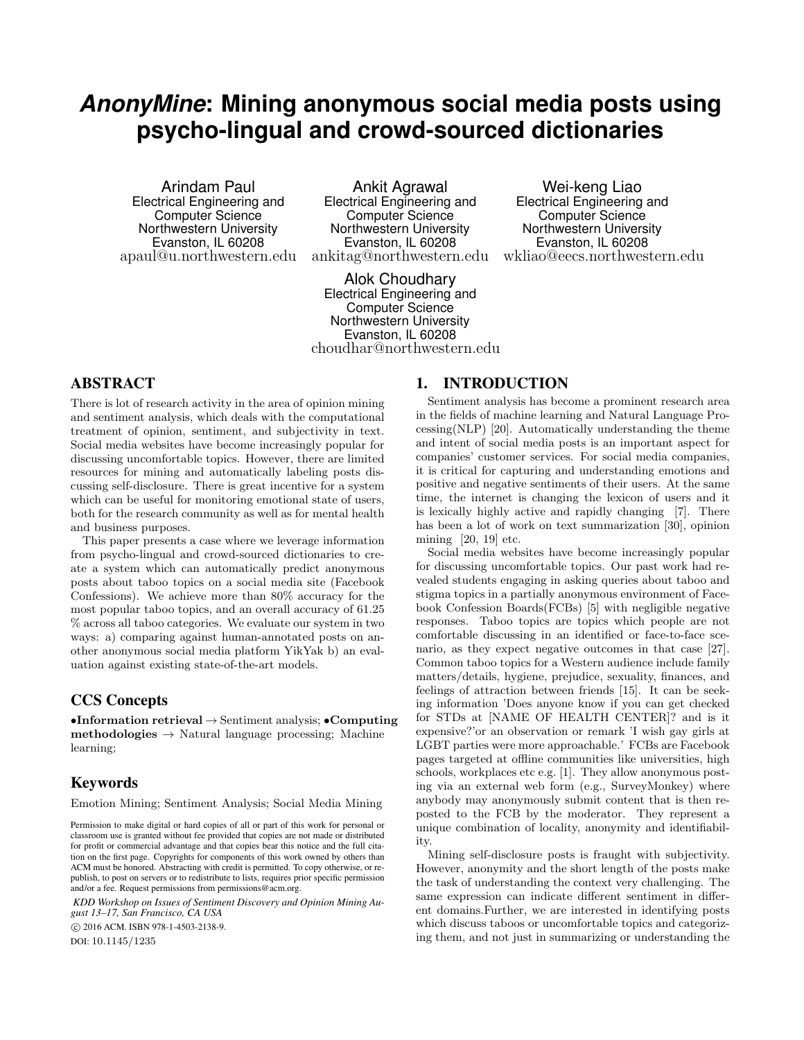# *AnonyMine*: Mining anonymous social media posts using psycho-lingual and crowd-sourced dictionaries

Arindam Paul
Electrical Engineering and Computer Science
Northwestern University
Evanston, IL 60208
apaul@u.northwestern.edu

Ankit Agrawal
Electrical Engineering and Computer Science
Northwestern University
Evanston, IL 60208
ankitag@northwestern.edu

Wei-keng Liao
Electrical Engineering and Computer Science
Northwestern University
Evanston, IL 60208
wkliao@eecs.northwestern.edu

Alok Choudhary
Electrical Engineering and Computer Science
Northwestern University
Evanston, IL 60208
choudhar@northwestern.edu

## ABSTRACT

There is lot of research activity in the area of opinion mining and sentiment analysis, which deals with the computational treatment of opinion, sentiment, and subjectivity in text. Social media websites have become increasingly popular for discussing uncomfortable topics. However, there are limited resources for mining and automatically labeling posts discussing self-disclosure. There is great incentive for a system which can be useful for monitoring emotional state of users, both for the research community as well as for mental health and business purposes.

This paper presents a case where we leverage information from psycho-lingual and crowd-sourced dictionaries to create a system which can automatically predict anonymous posts about taboo topics on a social media site (Facebook Confessions). We achieve more than 80% accuracy for the most popular taboo topics, and an overall accuracy of 61.25 % across all taboo categories. We evaluate our system in two ways: a) comparing against human-annotated posts on another anonymous social media platform YikYak b) an evaluation against existing state-of-the-art models.

## CCS Concepts

**•Information retrieval** → Sentiment analysis; **•Computing methodologies** → Natural language processing; Machine learning;

## Keywords

Emotion Mining; Sentiment Analysis; Social Media Mining

Permission to make digital or hard copies of all or part of this work for personal or classroom use is granted without fee provided that copies are not made or distributed for profit or commercial advantage and that copies bear this notice and the full citation on the first page. Copyrights for components of this work owned by others than ACM must be honored. Abstracting with credit is permitted. To copy otherwise, or republish, to post on servers or to redistribute to lists, requires prior specific permission and/or a fee. Request permissions from permissions@acm.org.

*KDD Workshop on Issues of Sentiment Discovery and Opinion Mining August 13–17, San Francisco, CA USA*

© 2016 ACM. ISBN 978-1-4503-2138-9.

DOI: 10.1145/1235

## 1. INTRODUCTION

Sentiment analysis has become a prominent research area in the fields of machine learning and Natural Language Processing(NLP) [20]. Automatically understanding the theme and intent of social media posts is an important aspect for companies' customer services. For social media companies, it is critical for capturing and understanding emotions and positive and negative sentiments of their users. At the same time, the internet is changing the lexicon of users and it is lexically highly active and rapidly changing [7]. There has been a lot of work on text summarization [30], opinion mining [20, 19] etc.

Social media websites have become increasingly popular for discussing uncomfortable topics. Our past work had revealed students engaging in asking queries about taboo and stigma topics in a partially anonymous environment of Facebook Confession Boards(FCBs) [5] with negligible negative responses. Taboo topics are topics which people are not comfortable discussing in an identified or face-to-face scenario, as they expect negative outcomes in that case [27]. Common taboo topics for a Western audience include family matters/details, hygiene, prejudice, sexuality, finances, and feelings of attraction between friends [15]. It can be seeking information 'Does anyone know if you can get checked for STDs at [NAME OF HEALTH CENTER]? and is it expensive?'or an observation or remark 'I wish gay girls at LGBT parties were more approachable.' FCBs are Facebook pages targeted at offline communities like universities, high schools, workplaces etc e.g. [1]. They allow anonymous posting via an external web form (e.g., SurveyMonkey) where anybody may anonymously submit content that is then reposted to the FCB by the moderator. They represent a unique combination of locality, anonymity and identifiability.

Mining self-disclosure posts is fraught with subjectivity. However, anonymity and the short length of the posts make the task of understanding the context very challenging. The same expression can indicate different sentiment in different domains.Further, we are interested in identifying posts which discuss taboos or uncomfortable topics and categorizing them, and not just in summarizing or understanding the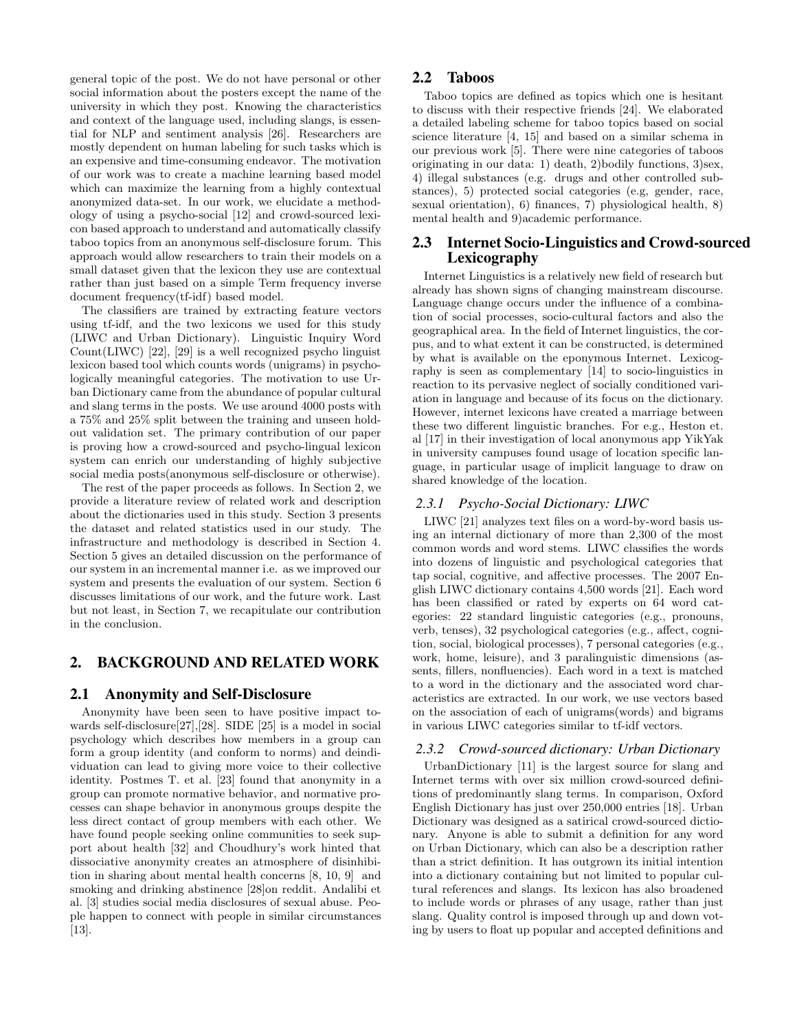general topic of the post. We do not have personal or other social information about the posters except the name of the university in which they post. Knowing the characteristics and context of the language used, including slangs, is essential for NLP and sentiment analysis [26]. Researchers are mostly dependent on human labeling for such tasks which is an expensive and time-consuming endeavor. The motivation of our work was to create a machine learning based model which can maximize the learning from a highly contextual anonymized data-set. In our work, we elucidate a methodology of using a psycho-social [12] and crowd-sourced lexicon based approach to understand and automatically classify taboo topics from an anonymous self-disclosure forum. This approach would allow researchers to train their models on a small dataset given that the lexicon they use are contextual rather than just based on a simple Term frequency inverse document frequency(tf-idf) based model.

The classifiers are trained by extracting feature vectors using tf-idf, and the two lexicons we used for this study (LIWC and Urban Dictionary). Linguistic Inquiry Word Count(LIWC) [22], [29] is a well recognized psycho linguist lexicon based tool which counts words (unigrams) in psychologically meaningful categories. The motivation to use Urban Dictionary came from the abundance of popular cultural and slang terms in the posts. We use around 4000 posts with a 75% and 25% split between the training and unseen holdout validation set. The primary contribution of our paper is proving how a crowd-sourced and psycho-lingual lexicon system can enrich our understanding of highly subjective social media posts(anonymous self-disclosure or otherwise).

The rest of the paper proceeds as follows. In Section 2, we provide a literature review of related work and description about the dictionaries used in this study. Section 3 presents the dataset and related statistics used in our study. The infrastructure and methodology is described in Section 4. Section 5 gives an detailed discussion on the performance of our system in an incremental manner i.e. as we improved our system and presents the evaluation of our system. Section 6 discusses limitations of our work, and the future work. Last but not least, in Section 7, we recapitulate our contribution in the conclusion.

## 2. BACKGROUND AND RELATED WORK

### 2.1 Anonymity and Self-Disclosure

Anonymity have been seen to have positive impact towards self-disclosure[27],[28]. SIDE [25] is a model in social psychology which describes how members in a group can form a group identity (and conform to norms) and deindividuation can lead to giving more voice to their collective identity. Postmes T. et al. [23] found that anonymity in a group can promote normative behavior, and normative processes can shape behavior in anonymous groups despite the less direct contact of group members with each other. We have found people seeking online communities to seek support about health [32] and Choudhury's work hinted that dissociative anonymity creates an atmosphere of disinhibition in sharing about mental health concerns [8, 10, 9] and smoking and drinking abstinence [28]on reddit. Andalibi et al. [3] studies social media disclosures of sexual abuse. People happen to connect with people in similar circumstances [13].

### 2.2 Taboos

Taboo topics are defined as topics which one is hesitant to discuss with their respective friends [24]. We elaborated a detailed labeling scheme for taboo topics based on social science literature [4, 15] and based on a similar schema in our previous work [5]. There were nine categories of taboos originating in our data: 1) death, 2)bodily functions, 3)sex, 4) illegal substances (e.g. drugs and other controlled substances), 5) protected social categories (e.g, gender, race, sexual orientation), 6) finances, 7) physiological health, 8) mental health and 9)academic performance.

### 2.3 Internet Socio-Linguistics and Crowd-sourced Lexicography

Internet Linguistics is a relatively new field of research but already has shown signs of changing mainstream discourse. Language change occurs under the influence of a combination of social processes, socio-cultural factors and also the geographical area. In the field of Internet linguistics, the corpus, and to what extent it can be constructed, is determined by what is available on the eponymous Internet. Lexicography is seen as complementary [14] to socio-linguistics in reaction to its pervasive neglect of socially conditioned variation in language and because of its focus on the dictionary. However, internet lexicons have created a marriage between these two different linguistic branches. For e.g., Heston et. al [17] in their investigation of local anonymous app YikYak in university campuses found usage of location specific language, in particular usage of implicit language to draw on shared knowledge of the location.

#### 2.3.1 Psycho-Social Dictionary: LIWC

LIWC [21] analyzes text files on a word-by-word basis using an internal dictionary of more than 2,300 of the most common words and word stems. LIWC classifies the words into dozens of linguistic and psychological categories that tap social, cognitive, and affective processes. The 2007 English LIWC dictionary contains 4,500 words [21]. Each word has been classified or rated by experts on 64 word categories: 22 standard linguistic categories (e.g., pronouns, verb, tenses), 32 psychological categories (e.g., affect, cognition, social, biological processes), 7 personal categories (e.g., work, home, leisure), and 3 paralinguistic dimensions (assents, fillers, nonfluencies). Each word in a text is matched to a word in the dictionary and the associated word characteristics are extracted. In our work, we use vectors based on the association of each of unigrams(words) and bigrams in various LIWC categories similar to tf-idf vectors.

#### 2.3.2 Crowd-sourced dictionary: Urban Dictionary

UrbanDictionary [11] is the largest source for slang and Internet terms with over six million crowd-sourced definitions of predominantly slang terms. In comparison, Oxford English Dictionary has just over 250,000 entries [18]. Urban Dictionary was designed as a satirical crowd-sourced dictionary. Anyone is able to submit a definition for any word on Urban Dictionary, which can also be a description rather than a strict definition. It has outgrown its initial intention into a dictionary containing but not limited to popular cultural references and slangs. Its lexicon has also broadened to include words or phrases of any usage, rather than just slang. Quality control is imposed through up and down voting by users to float up popular and accepted definitions and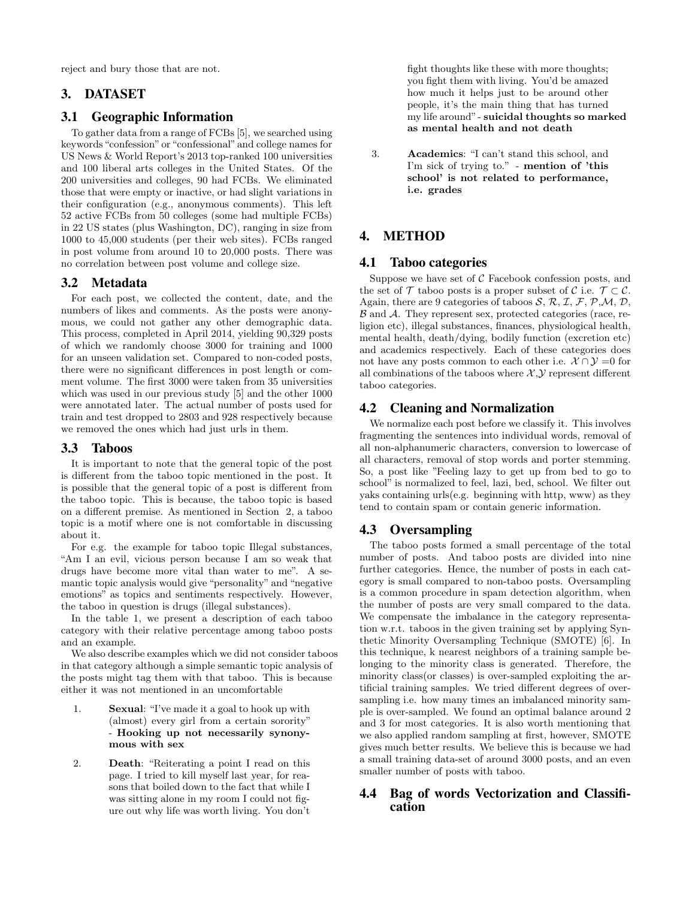reject and bury those that are not.

## 3. DATASET

### 3.1 Geographic Information

To gather data from a range of FCBs [5], we searched using keywords "confession" or "confessional" and college names for US News & World Report's 2013 top-ranked 100 universities and 100 liberal arts colleges in the United States. Of the 200 universities and colleges, 90 had FCBs. We eliminated those that were empty or inactive, or had slight variations in their configuration (e.g., anonymous comments). This left 52 active FCBs from 50 colleges (some had multiple FCBs) in 22 US states (plus Washington, DC), ranging in size from 1000 to 45,000 students (per their web sites). FCBs ranged in post volume from around 10 to 20,000 posts. There was no correlation between post volume and college size.

### 3.2 Metadata

For each post, we collected the content, date, and the numbers of likes and comments. As the posts were anonymous, we could not gather any other demographic data. This process, completed in April 2014, yielding 90,329 posts of which we randomly choose 3000 for training and 1000 for an unseen validation set. Compared to non-coded posts, there were no significant differences in post length or comment volume. The first 3000 were taken from 35 universities which was used in our previous study [5] and the other 1000 were annotated later. The actual number of posts used for train and test dropped to 2803 and 928 respectively because we removed the ones which had just urls in them.

### 3.3 Taboos

It is important to note that the general topic of the post is different from the taboo topic mentioned in the post. It is possible that the general topic of a post is different from the taboo topic. This is because, the taboo topic is based on a different premise. As mentioned in Section 2, a taboo topic is a motif where one is not comfortable in discussing about it.

For e.g. the example for taboo topic Illegal substances, "Am I an evil, vicious person because I am so weak that drugs have become more vital than water to me". A semantic topic analysis would give "personality" and "negative emotions" as topics and sentiments respectively. However, the taboo in question is drugs (illegal substances).

In the table 1, we present a description of each taboo category with their relative percentage among taboo posts and an example.

We also describe examples which we did not consider taboos in that category although a simple semantic topic analysis of the posts might tag them with that taboo. This is because either it was not mentioned in an uncomfortable

1. **Sexual**: "I've made it a goal to hook up with (almost) every girl from a certain sorority" - **Hooking up not necessarily synonymous with sex**

2. **Death**: "Reiterating a point I read on this page. I tried to kill myself last year, for reasons that boiled down to the fact that while I was sitting alone in my room I could not figure out why life was worth living. You don't fight thoughts like these with more thoughts; you fight them with living. You'd be amazed how much it helps just to be around other people, it's the main thing that has turned my life around" - **suicidal thoughts so marked as mental health and not death**

3. **Academics**: "I can't stand this school, and I'm sick of trying to." - **mention of 'this school' is not related to performance, i.e. grades**

## 4. METHOD

### 4.1 Taboo categories

Suppose we have set of $\mathcal{C}$ Facebook confession posts, and the set of $\mathcal{T}$ taboo posts is a proper subset of $\mathcal{C}$ i.e. $\mathcal{T} \subset \mathcal{C}$. Again, there are 9 categories of taboos $\mathcal{S}$, $\mathcal{R}$, $\mathcal{I}$, $\mathcal{F}$, $\mathcal{P}$,$\mathcal{M}$, $\mathcal{D}$, $\mathcal{B}$ and $\mathcal{A}$. They represent sex, protected categories (race, religion etc), illegal substances, finances, physiological health, mental health, death/dying, bodily function (excretion etc) and academics respectively. Each of these categories does not have any posts common to each other i.e. $\mathcal{X} \cap \mathcal{Y}$ =0 for all combinations of the taboos where $\mathcal{X}$,$\mathcal{Y}$ represent different taboo categories.

### 4.2 Cleaning and Normalization

We normalize each post before we classify it. This involves fragmenting the sentences into individual words, removal of all non-alphanumeric characters, conversion to lowercase of all characters, removal of stop words and porter stemming. So, a post like "Feeling lazy to get up from bed to go to school" is normalized to feel, lazi, bed, school. We filter out yaks containing urls(e.g. beginning with http, www) as they tend to contain spam or contain generic information.

### 4.3 Oversampling

The taboo posts formed a small percentage of the total number of posts. And taboo posts are divided into nine further categories. Hence, the number of posts in each category is small compared to non-taboo posts. Oversampling is a common procedure in spam detection algorithm, when the number of posts are very small compared to the data. We compensate the imbalance in the category representation w.r.t. taboos in the given training set by applying Synthetic Minority Oversampling Technique (SMOTE) [6]. In this technique, k nearest neighbors of a training sample belonging to the minority class is generated. Therefore, the minority class(or classes) is over-sampled exploiting the artificial training samples. We tried different degrees of oversampling i.e. how many times an imbalanced minority sample is over-sampled. We found an optimal balance around 2 and 3 for most categories. It is also worth mentioning that we also applied random sampling at first, however, SMOTE gives much better results. We believe this is because we had a small training data-set of around 3000 posts, and an even smaller number of posts with taboo.

### 4.4 Bag of words Vectorization and Classification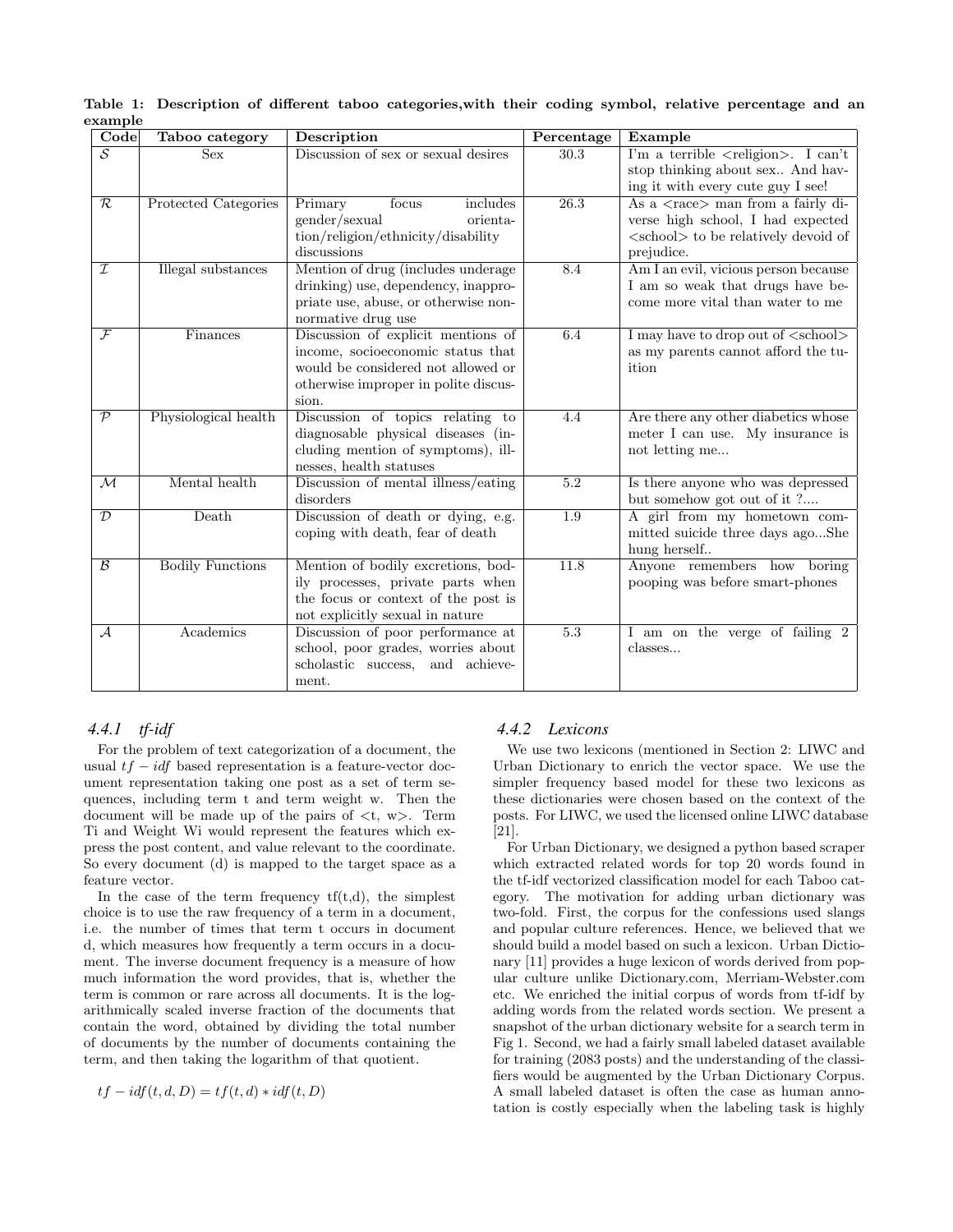**Table 1: Description of different taboo categories,with their coding symbol, relative percentage and an example**

| Code | Taboo category | Description | Percentage | Example |
|---|---|---|---|---|
| $\mathcal{S}$ | Sex | Discussion of sex or sexual desires | 30.3 | I'm a terrible <religion>. I can't stop thinking about sex.. And having it with every cute guy I see! |
| $\mathcal{R}$ | Protected Categories | Primary focus includes gender/sexual orientation/religion/ethnicity/disability discussions | 26.3 | As a <race> man from a fairly diverse high school, I had expected <school> to be relatively devoid of prejudice. |
| $\mathcal{I}$ | Illegal substances | Mention of drug (includes underage drinking) use, dependency, inappropriate use, abuse, or otherwise non-normative drug use | 8.4 | Am I an evil, vicious person because I am so weak that drugs have become more vital than water to me |
| $\mathcal{F}$ | Finances | Discussion of explicit mentions of income, socioeconomic status that would be considered not allowed or otherwise improper in polite discussion. | 6.4 | I may have to drop out of <school> as my parents cannot afford the tuition |
| $\mathcal{P}$ | Physiological health | Discussion of topics relating to diagnosable physical diseases (including mention of symptoms), illnesses, health statuses | 4.4 | Are there any other diabetics whose meter I can use. My insurance is not letting me... |
| $\mathcal{M}$ | Mental health | Discussion of mental illness/eating disorders | 5.2 | Is there anyone who was depressed but somehow got out of it ?.... |
| $\mathcal{D}$ | Death | Discussion of death or dying, e.g. coping with death, fear of death | 1.9 | A girl from my hometown committed suicide three days ago...She hung herself.. |
| $\mathcal{B}$ | Bodily Functions | Mention of bodily excretions, bodily processes, private parts when the focus or context of the post is not explicitly sexual in nature | 11.8 | Anyone remembers how boring pooping was before smart-phones |
| $\mathcal{A}$ | Academics | Discussion of poor performance at school, poor grades, worries about scholastic success, and achievement. | 5.3 | I am on the verge of failing 2 classes... |

#### 4.4.1 *tf-idf*

For the problem of text categorization of a document, the usual $tf-idf$ based representation is a feature-vector document representation taking one post as a set of term sequences, including term t and term weight w. Then the document will be made up of the pairs of <t, w>. Term Ti and Weight Wi would represent the features which express the post content, and value relevant to the coordinate. So every document (d) is mapped to the target space as a feature vector.

In the case of the term frequency tf(t,d), the simplest choice is to use the raw frequency of a term in a document, i.e. the number of times that term t occurs in document d, which measures how frequently a term occurs in a document. The inverse document frequency is a measure of how much information the word provides, that is, whether the term is common or rare across all documents. It is the logarithmically scaled inverse fraction of the documents that contain the word, obtained by dividing the total number of documents by the number of documents containing the term, and then taking the logarithm of that quotient.

$$tf-idf(t,d,D) = tf(t,d) * idf(t,D)$$

#### 4.4.2 *Lexicons*

We use two lexicons (mentioned in Section 2: LIWC and Urban Dictionary to enrich the vector space. We use the simpler frequency based model for these two lexicons as these dictionaries were chosen based on the context of the posts. For LIWC, we used the licensed online LIWC database [21].

For Urban Dictionary, we designed a python based scraper which extracted related words for top 20 words found in the tf-idf vectorized classification model for each Taboo category. The motivation for adding urban dictionary was two-fold. First, the corpus for the confessions used slangs and popular culture references. Hence, we believed that we should build a model based on such a lexicon. Urban Dictionary [11] provides a huge lexicon of words derived from popular culture unlike Dictionary.com, Merriam-Webster.com etc. We enriched the initial corpus of words from tf-idf by adding words from the related words section. We present a snapshot of the urban dictionary website for a search term in Fig 1. Second, we had a fairly small labeled dataset available for training (2083 posts) and the understanding of the classifiers would be augmented by the Urban Dictionary Corpus. A small labeled dataset is often the case as human annotation is costly especially when the labeling task is highly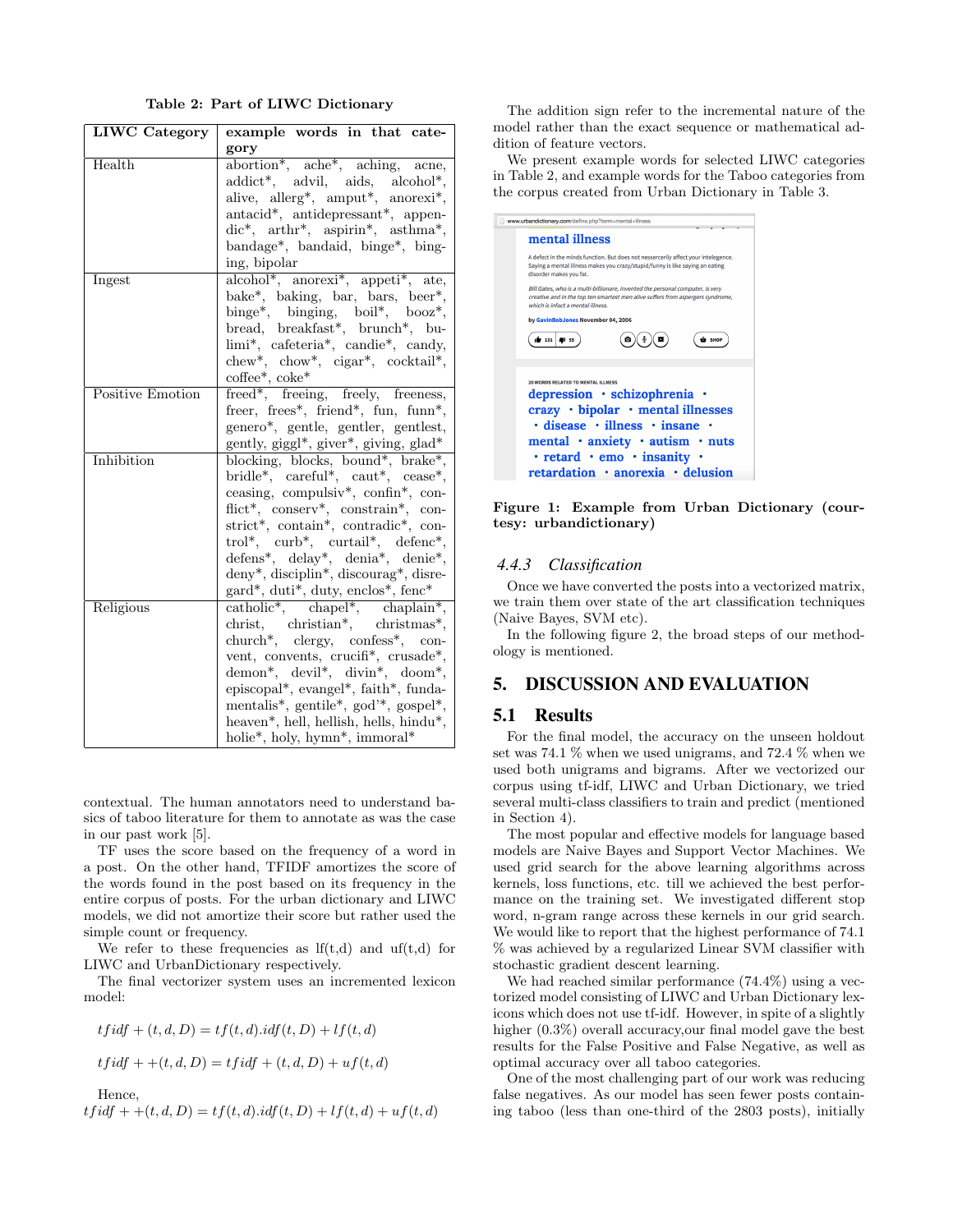Table 2: Part of LIWC Dictionary

| LIWC Category | example words in that category |
| --- | --- |
| Health | abortion*, ache*, aching, acne, addict*, advil, aids, alcohol*, alive, allerg*, amput*, anorexi*, antacid*, antidepressant*, appendic*, arthr*, aspirin*, asthma*, bandage*, bandaid, binge*, binging, bipolar |
| Ingest | alcohol*, anorexi*, appeti*, ate, bake*, baking, bar, bars, beer*, binge*, binging, boil*, booz*, bread, breakfast*, brunch*, bulimi*, cafeteria*, candie*, candy, chew*, chow*, cigar*, cocktail*, coffee*, coke* |
| Positive Emotion | freed*, freeing, freely, freeness, freer, frees*, friend*, fun, funn*, genero*, gentle, gentler, gentlest, gently, giggl*, giver*, giving, glad* |
| Inhibition | blocking, blocks, bound*, brake*, bridle*, careful*, caut*, cease*, ceasing, compulsiv*, confin*, conflict*, conserv*, constrain*, constrict*, contain*, contradic*, control*, curb*, curtail*, defenc*, defens*, delay*, denia*, denie*, deny*, disciplin*, discourag*, disregard*, duti*, duty, enclos*, fenc* |
| Religious | catholic*, chapel*, chaplain*, christ, christian*, christmas*, church*, clergy, confess*, convent, convents, crucifi*, crusade*, demon*, devil*, divin*, doom*, episcopal*, evangel*, faith*, fundamentalis*, gentile*, god'*, gospel*, heaven*, hell, hellish, hells, hindu*, holie*, holy, hymn*, immoral* |

contextual. The human annotators need to understand basics of taboo literature for them to annotate as was the case in our past work [5].

TF uses the score based on the frequency of a word in a post. On the other hand, TFIDF amortizes the score of the words found in the post based on its frequency in the entire corpus of posts. For the urban dictionary and LIWC models, we did not amortize their score but rather used the simple count or frequency.

We refer to these frequencies as lf(t,d) and uf(t,d) for LIWC and UrbanDictionary respectively.

The final vectorizer system uses an incremented lexicon model:

$$tfidf+(t,d,D) = tf(t,d).idf(t,D) + lf(t,d)$$

$$tfidf++(t,d,D) = tfidf+(t,d,D) + uf(t,d)$$

Hence,

$$tfidf++(t,d,D) = tf(t,d).idf(t,D) + lf(t,d) + uf(t,d)$$

The addition sign refer to the incremental nature of the model rather than the exact sequence or mathematical addition of feature vectors.

We present example words for selected LIWC categories in Table 2, and example words for the Taboo categories from the corpus created from Urban Dictionary in Table 3.

Figure 1: Example from Urban Dictionary (courtesy: urbandictionary)

### 4.4.3 *Classification*

Once we have converted the posts into a vectorized matrix, we train them over state of the art classification techniques (Naive Bayes, SVM etc).

In the following figure 2, the broad steps of our methodology is mentioned.

## 5. DISCUSSION AND EVALUATION

### 5.1 Results

For the final model, the accuracy on the unseen holdout set was 74.1 % when we used unigrams, and 72.4 % when we used both unigrams and bigrams. After we vectorized our corpus using tf-idf, LIWC and Urban Dictionary, we tried several multi-class classifiers to train and predict (mentioned in Section 4).

The most popular and effective models for language based models are Naive Bayes and Support Vector Machines. We used grid search for the above learning algorithms across kernels, loss functions, etc. till we achieved the best performance on the training set. We investigated different stop word, n-gram range across these kernels in our grid search. We would like to report that the highest performance of 74.1 % was achieved by a regularized Linear SVM classifier with stochastic gradient descent learning.

We had reached similar performance (74.4%) using a vectorized model consisting of LIWC and Urban Dictionary lexicons which does not use tf-idf. However, in spite of a slightly higher (0.3%) overall accuracy,our final model gave the best results for the False Positive and False Negative, as well as optimal accuracy over all taboo categories.

One of the most challenging part of our work was reducing false negatives. As our model has seen fewer posts containing taboo (less than one-third of the 2803 posts), initially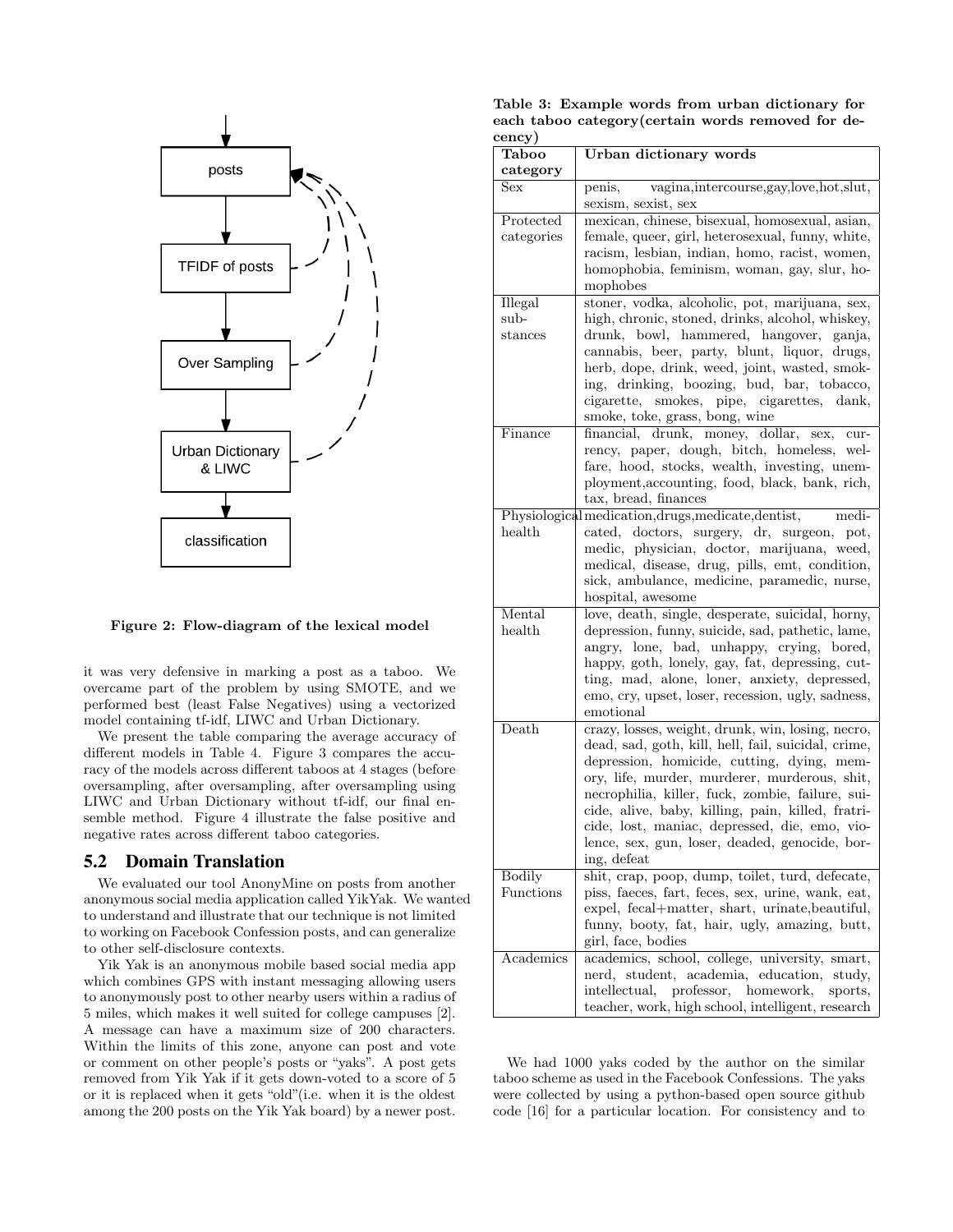Figure 2: Flow-diagram of the lexical model

it was very defensive in marking a post as a taboo. We overcame part of the problem by using SMOTE, and we performed best (least False Negatives) using a vectorized model containing tf-idf, LIWC and Urban Dictionary.

We present the table comparing the average accuracy of different models in Table 4. Figure 3 compares the accuracy of the models across different taboos at 4 stages (before oversampling, after oversampling, after oversampling using LIWC and Urban Dictionary without tf-idf, our final ensemble method. Figure 4 illustrate the false positive and negative rates across different taboo categories.

## 5.2 Domain Translation

We evaluated our tool AnonyMine on posts from another anonymous social media application called YikYak. We wanted to understand and illustrate that our technique is not limited to working on Facebook Confession posts, and can generalize to other self-disclosure contexts.

Yik Yak is an anonymous mobile based social media app which combines GPS with instant messaging allowing users to anonymously post to other nearby users within a radius of 5 miles, which makes it well suited for college campuses [2]. A message can have a maximum size of 200 characters. Within the limits of this zone, anyone can post and vote or comment on other people's posts or "yaks". A post gets removed from Yik Yak if it gets down-voted to a score of 5 or it is replaced when it gets "old"(i.e. when it is the oldest among the 200 posts on the Yik Yak board) by a newer post.

**Table 3: Example words from urban dictionary for each taboo category(certain words removed for decency)**

| Taboo category | Urban dictionary words |
|---|---|
| Sex | penis, vagina,intercourse,gay,love,hot,slut, sexism, sexist, sex |
| Protected categories | mexican, chinese, bisexual, homosexual, asian, female, queer, girl, heterosexual, funny, white, racism, lesbian, indian, homo, racist, women, homophobia, feminism, woman, gay, slur, homophobes |
| Illegal substances | stoner, vodka, alcoholic, pot, marijuana, sex, high, chronic, stoned, drinks, alcohol, whiskey, drunk, bowl, hammered, hangover, ganja, cannabis, beer, party, blunt, liquor, drugs, herb, dope, drink, weed, joint, wasted, smoking, drinking, boozing, bud, bar, tobacco, cigarette, smokes, pipe, cigarettes, dank, smoke, toke, grass, bong, wine |
| Finance | financial, drunk, money, dollar, sex, currency, paper, dough, bitch, homeless, welfare, hood, stocks, wealth, investing, unemployment,accounting, food, black, bank, rich, tax, bread, finances |
| Physiological health | medication,drugs,medicate,dentist, medicated, doctors, surgery, dr, surgeon, pot, medic, physician, doctor, marijuana, weed, medical, disease, drug, pills, emt, condition, sick, ambulance, medicine, paramedic, nurse, hospital, awesome |
| Mental health | love, death, single, desperate, suicidal, horny, depression, funny, suicide, sad, pathetic, lame, angry, lone, bad, unhappy, crying, bored, happy, goth, lonely, gay, fat, depressing, cutting, mad, alone, loner, anxiety, depressed, emo, cry, upset, loser, recession, ugly, sadness, emotional |
| Death | crazy, losses, weight, drunk, win, losing, necro, dead, sad, goth, kill, hell, fail, suicidal, crime, depression, homicide, cutting, dying, memory, life, murder, murderer, murderous, shit, necrophilia, killer, fuck, zombie, failure, suicide, alive, baby, killing, pain, killed, fratricide, lost, maniac, depressed, die, emo, violence, sex, gun, loser, deaded, genocide, boring, defeat |
| Bodily Functions | shit, crap, poop, dump, toilet, turd, defecate, piss, faeces, fart, feces, sex, urine, wank, eat, expel, fecal+matter, shart, urinate,beautiful, funny, booty, fat, hair, ugly, amazing, butt, girl, face, bodies |
| Academics | academics, school, college, university, smart, nerd, student, academia, education, study, intellectual, professor, homework, sports, teacher, work, high school, intelligent, research |

We had 1000 yaks coded by the author on the similar taboo scheme as used in the Facebook Confessions. The yaks were collected by using a python-based open source github code [16] for a particular location. For consistency and to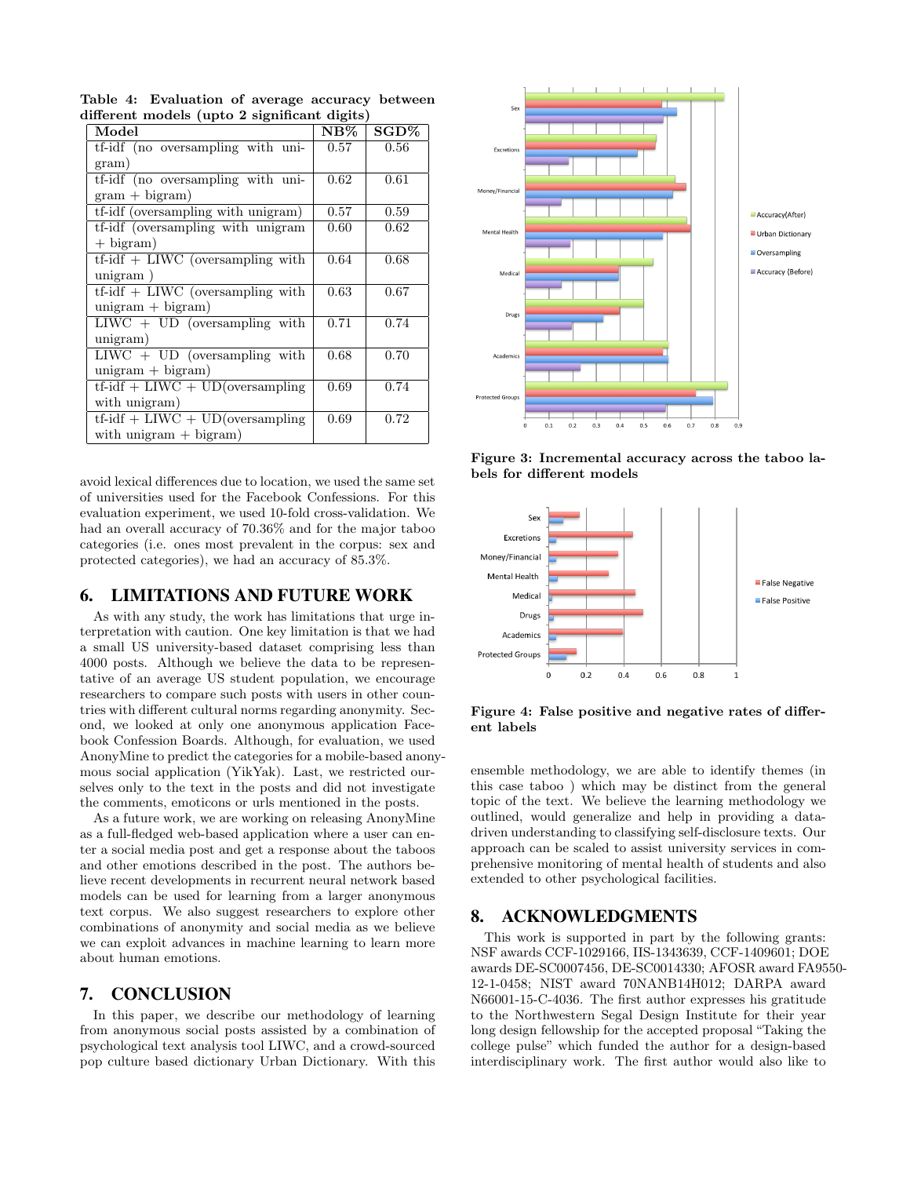**Table 4: Evaluation of average accuracy between different models (upto 2 significant digits)**

| Model | NB% | SGD% |
|---|---|---|
| tf-idf (no oversampling with unigram) | 0.57 | 0.56 |
| tf-idf (no oversampling with unigram + bigram) | 0.62 | 0.61 |
| tf-idf (oversampling with unigram) | 0.57 | 0.59 |
| tf-idf (oversampling with unigram + bigram) | 0.60 | 0.62 |
| tf-idf + LIWC (oversampling with unigram ) | 0.64 | 0.68 |
| tf-idf + LIWC (oversampling with unigram + bigram) | 0.63 | 0.67 |
| LIWC + UD (oversampling with unigram) | 0.71 | 0.74 |
| LIWC + UD (oversampling with unigram + bigram) | 0.68 | 0.70 |
| tf-idf + LIWC + UD(oversampling with unigram) | 0.69 | 0.74 |
| tf-idf + LIWC + UD(oversampling with unigram + bigram) | 0.69 | 0.72 |

avoid lexical differences due to location, we used the same set of universities used for the Facebook Confessions. For this evaluation experiment, we used 10-fold cross-validation. We had an overall accuracy of 70.36% and for the major taboo categories (i.e. ones most prevalent in the corpus: sex and protected categories), we had an accuracy of 85.3%.

**Figure 3: Incremental accuracy across the taboo labels for different models**

**Figure 4: False positive and negative rates of different labels**

## 6. LIMITATIONS AND FUTURE WORK

As with any study, the work has limitations that urge interpretation with caution. One key limitation is that we had a small US university-based dataset comprising less than 4000 posts. Although we believe the data to be representative of an average US student population, we encourage researchers to compare such posts with users in other countries with different cultural norms regarding anonymity. Second, we looked at only one anonymous application Facebook Confession Boards. Although, for evaluation, we used AnonyMine to predict the categories for a mobile-based anonymous social application (YikYak). Last, we restricted ourselves only to the text in the posts and did not investigate the comments, emoticons or urls mentioned in the posts.

As a future work, we are working on releasing AnonyMine as a full-fledged web-based application where a user can enter a social media post and get a response about the taboos and other emotions described in the post. The authors believe recent developments in recurrent neural network based models can be used for learning from a larger anonymous text corpus. We also suggest researchers to explore other combinations of anonymity and social media as we believe we can exploit advances in machine learning to learn more about human emotions.

## 7. CONCLUSION

In this paper, we describe our methodology of learning from anonymous social posts assisted by a combination of psychological text analysis tool LIWC, and a crowd-sourced pop culture based dictionary Urban Dictionary. With this ensemble methodology, we are able to identify themes (in this case taboo ) which may be distinct from the general topic of the text. We believe the learning methodology we outlined, would generalize and help in providing a data-driven understanding to classifying self-disclosure texts. Our approach can be scaled to assist university services in comprehensive monitoring of mental health of students and also extended to other psychological facilities.

## 8. ACKNOWLEDGMENTS

This work is supported in part by the following grants: NSF awards CCF-1029166, IIS-1343639, CCF-1409601; DOE awards DE-SC0007456, DE-SC0014330; AFOSR award FA9550-12-1-0458; NIST award 70NANB14H012; DARPA award N66001-15-C-4036. The first author expresses his gratitude to the Northwestern Segal Design Institute for their year long design fellowship for the accepted proposal "Taking the college pulse" which funded the author for a design-based interdisciplinary work. The first author would also like to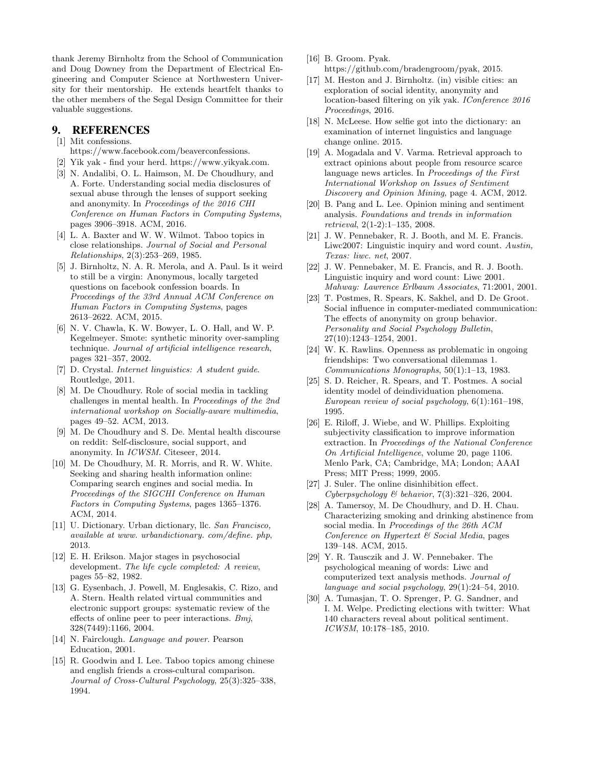thank Jeremy Birnholtz from the School of Communication and Doug Downey from the Department of Electrical Engineering and Computer Science at Northwestern University for their mentorship. He extends heartfelt thanks to the other members of the Segal Design Committee for their valuable suggestions.

## 9. REFERENCES

[1] Mit confessions. https://www.facebook.com/beaverconfessions.

[2] Yik yak - find your herd. https://www.yikyak.com.

[3] N. Andalibi, O. L. Haimson, M. De Choudhury, and A. Forte. Understanding social media disclosures of sexual abuse through the lenses of support seeking and anonymity. In *Proceedings of the 2016 CHI Conference on Human Factors in Computing Systems*, pages 3906–3918. ACM, 2016.

[4] L. A. Baxter and W. W. Wilmot. Taboo topics in close relationships. *Journal of Social and Personal Relationships*, 2(3):253–269, 1985.

[5] J. Birnholtz, N. A. R. Merola, and A. Paul. Is it weird to still be a virgin: Anonymous, locally targeted questions on facebook confession boards. In *Proceedings of the 33rd Annual ACM Conference on Human Factors in Computing Systems*, pages 2613–2622. ACM, 2015.

[6] N. V. Chawla, K. W. Bowyer, L. O. Hall, and W. P. Kegelmeyer. Smote: synthetic minority over-sampling technique. *Journal of artificial intelligence research*, pages 321–357, 2002.

[7] D. Crystal. *Internet linguistics: A student guide*. Routledge, 2011.

[8] M. De Choudhury. Role of social media in tackling challenges in mental health. In *Proceedings of the 2nd international workshop on Socially-aware multimedia*, pages 49–52. ACM, 2013.

[9] M. De Choudhury and S. De. Mental health discourse on reddit: Self-disclosure, social support, and anonymity. In *ICWSM*. Citeseer, 2014.

[10] M. De Choudhury, M. R. Morris, and R. W. White. Seeking and sharing health information online: Comparing search engines and social media. In *Proceedings of the SIGCHI Conference on Human Factors in Computing Systems*, pages 1365–1376. ACM, 2014.

[11] U. Dictionary. Urban dictionary, llc. *San Francisco, available at www. urbandictionary. com/define. php*, 2013.

[12] E. H. Erikson. Major stages in psychosocial development. *The life cycle completed: A review*, pages 55–82, 1982.

[13] G. Eysenbach, J. Powell, M. Englesakis, C. Rizo, and A. Stern. Health related virtual communities and electronic support groups: systematic review of the effects of online peer to peer interactions. *Bmj*, 328(7449):1166, 2004.

[14] N. Fairclough. *Language and power*. Pearson Education, 2001.

[15] R. Goodwin and I. Lee. Taboo topics among chinese and english friends a cross-cultural comparison. *Journal of Cross-Cultural Psychology*, 25(3):325–338, 1994.

[16] B. Groom. Pyak. https://github.com/bradengroom/pyak, 2015.

[17] M. Heston and J. Birnholtz. (in) visible cities: an exploration of social identity, anonymity and location-based filtering on yik yak. *IConference 2016 Proceedings*, 2016.

[18] N. McLeese. How selfie got into the dictionary: an examination of internet linguistics and language change online. 2015.

[19] A. Mogadala and V. Varma. Retrieval approach to extract opinions about people from resource scarce language news articles. In *Proceedings of the First International Workshop on Issues of Sentiment Discovery and Opinion Mining*, page 4. ACM, 2012.

[20] B. Pang and L. Lee. Opinion mining and sentiment analysis. *Foundations and trends in information retrieval*, 2(1-2):1–135, 2008.

[21] J. W. Pennebaker, R. J. Booth, and M. E. Francis. Liwc2007: Linguistic inquiry and word count. *Austin, Texas: liwc. net*, 2007.

[22] J. W. Pennebaker, M. E. Francis, and R. J. Booth. Linguistic inquiry and word count: Liwc 2001. *Mahway: Lawrence Erlbaum Associates*, 71:2001, 2001.

[23] T. Postmes, R. Spears, K. Sakhel, and D. De Groot. Social influence in computer-mediated communication: The effects of anonymity on group behavior. *Personality and Social Psychology Bulletin*, 27(10):1243–1254, 2001.

[24] W. K. Rawlins. Openness as problematic in ongoing friendships: Two conversational dilemmas 1. *Communications Monographs*, 50(1):1–13, 1983.

[25] S. D. Reicher, R. Spears, and T. Postmes. A social identity model of deindividuation phenomena. *European review of social psychology*, 6(1):161–198, 1995.

[26] E. Riloff, J. Wiebe, and W. Phillips. Exploiting subjectivity classification to improve information extraction. In *Proceedings of the National Conference On Artificial Intelligence*, volume 20, page 1106. Menlo Park, CA; Cambridge, MA; London; AAAI Press; MIT Press; 1999, 2005.

[27] J. Suler. The online disinhibition effect. *Cyberpsychology & behavior*, 7(3):321–326, 2004.

[28] A. Tamersoy, M. De Choudhury, and D. H. Chau. Characterizing smoking and drinking abstinence from social media. In *Proceedings of the 26th ACM Conference on Hypertext & Social Media*, pages 139–148. ACM, 2015.

[29] Y. R. Tausczik and J. W. Pennebaker. The psychological meaning of words: Liwc and computerized text analysis methods. *Journal of language and social psychology*, 29(1):24–54, 2010.

[30] A. Tumasjan, T. O. Sprenger, P. G. Sandner, and I. M. Welpe. Predicting elections with twitter: What 140 characters reveal about political sentiment. *ICWSM*, 10:178–185, 2010.